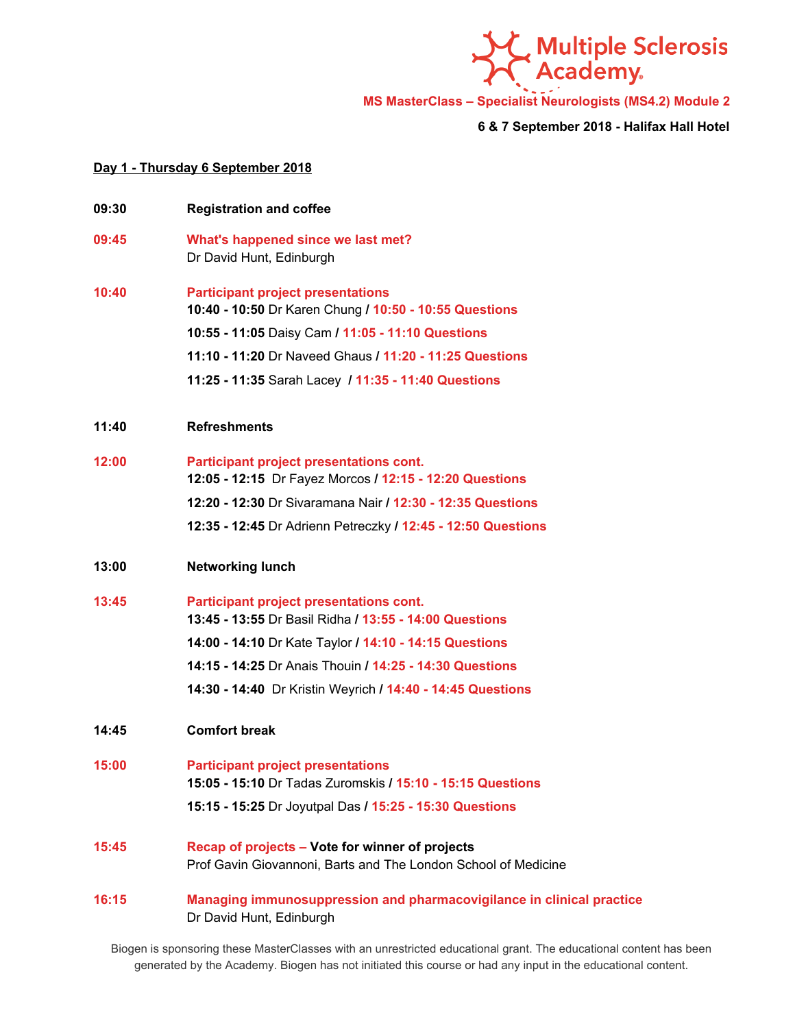Multiple Sclerosis Academy

**MS MasterClass – Specialist Neurologists (MS4.2) Module 2**

**6 & 7 September 2018 - Halifax Hall Hotel**

**Day 1 - Thursday 6 September 2018**

**09:30** **Registration and coffee**

**09:45** **What's happened since we last met?**
Dr David Hunt, Edinburgh

**10:40** **Participant project presentations**
**10:40 - 10:50** Dr Karen Chung / **10:50 - 10:55 Questions**
**10:55 - 11:05** Daisy Cam / **11:05 - 11:10 Questions**
**11:10 - 11:20** Dr Naveed Ghaus / **11:20 - 11:25 Questions**
**11:25 - 11:35** Sarah Lacey / **11:35 - 11:40 Questions**

**11:40** **Refreshments**

**12:00** **Participant project presentations cont.**
**12:05 - 12:15** Dr Fayez Morcos / **12:15 - 12:20 Questions**
**12:20 - 12:30** Dr Sivaramana Nair / **12:30 - 12:35 Questions**
**12:35 - 12:45** Dr Adrienn Petreczky / **12:45 - 12:50 Questions**

**13:00** **Networking lunch**

**13:45** **Participant project presentations cont.**
**13:45 - 13:55** Dr Basil Ridha / **13:55 - 14:00 Questions**
**14:00 - 14:10** Dr Kate Taylor / **14:10 - 14:15 Questions**
**14:15 - 14:25** Dr Anais Thouin / **14:25 - 14:30 Questions**
**14:30 - 14:40** Dr Kristin Weyrich / **14:40 - 14:45 Questions**

**14:45** **Comfort break**

**15:00** **Participant project presentations**
**15:05 - 15:10** Dr Tadas Zuromskis / **15:10 - 15:15 Questions**
**15:15 - 15:25** Dr Joyutpal Das / **15:25 - 15:30 Questions**

**15:45** **Recap of projects – Vote for winner of projects**
Prof Gavin Giovannoni, Barts and The London School of Medicine

**16:15** **Managing immunosuppression and pharmacovigilance in clinical practice**
Dr David Hunt, Edinburgh

Biogen is sponsoring these MasterClasses with an unrestricted educational grant. The educational content has been generated by the Academy. Biogen has not initiated this course or had any input in the educational content.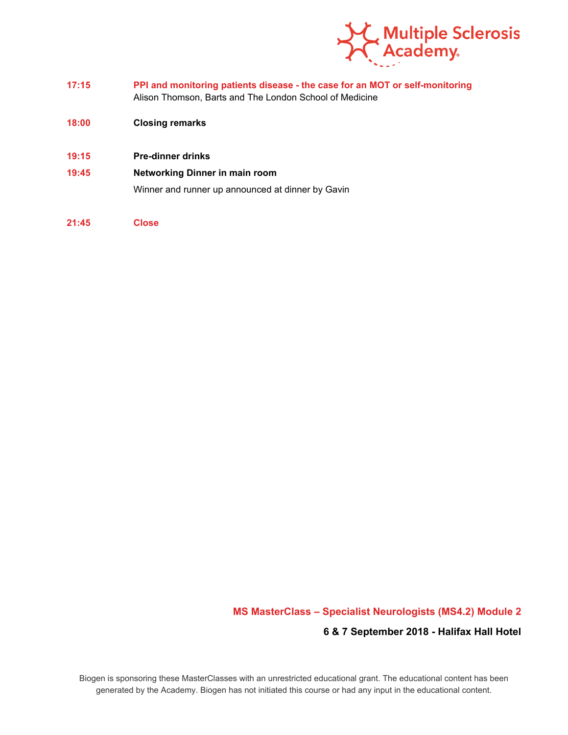**17:15** **PPI and monitoring patients disease - the case for an MOT or self-monitoring**
Alison Thomson, Barts and The London School of Medicine

**18:00** **Closing remarks**

**19:15** **Pre-dinner drinks**

**19:45** **Networking Dinner in main room**
Winner and runner up announced at dinner by Gavin

**21:45** **Close**

**MS MasterClass – Specialist Neurologists (MS4.2) Module 2**

**6 & 7 September 2018 - Halifax Hall Hotel**

Biogen is sponsoring these MasterClasses with an unrestricted educational grant. The educational content has been generated by the Academy. Biogen has not initiated this course or had any input in the educational content.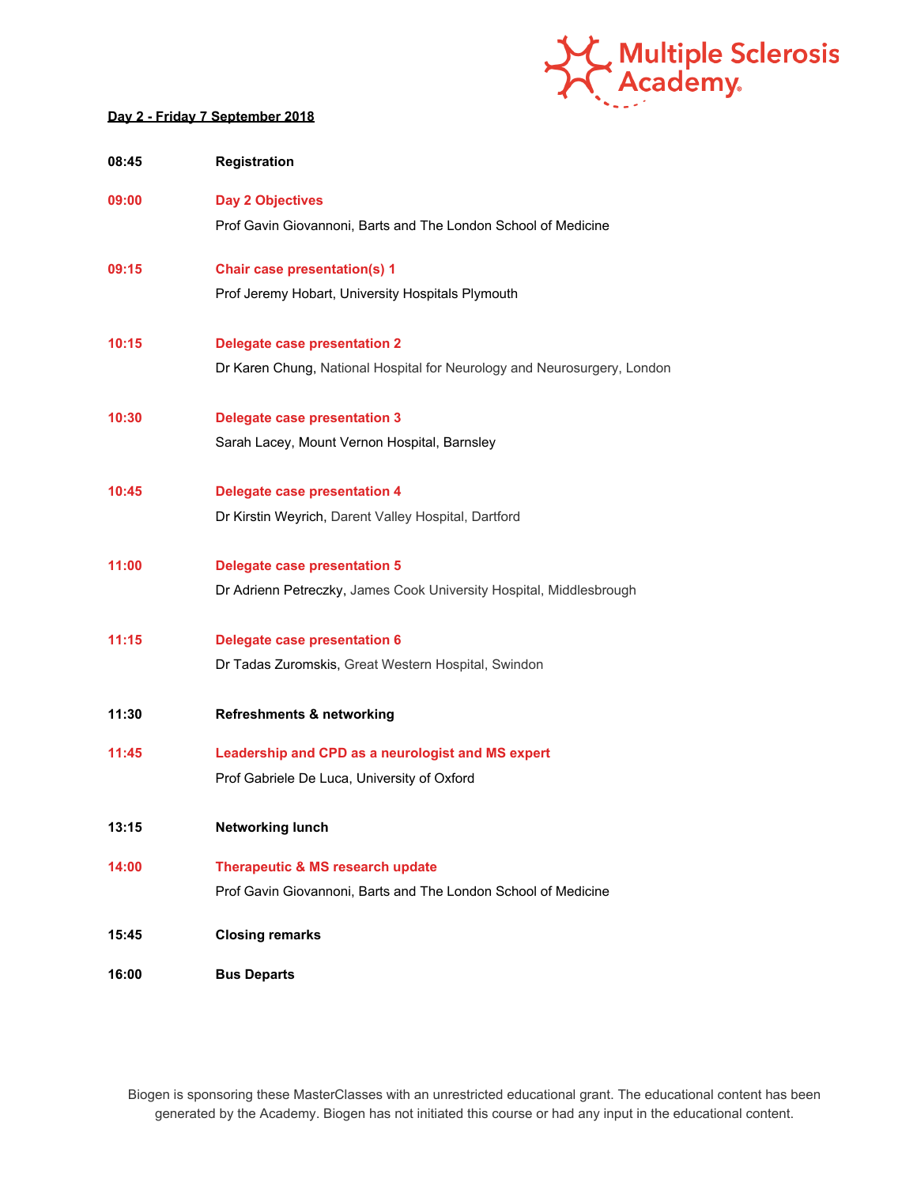Multiple Sclerosis Academy

**Day 2 - Friday 7 September 2018**

| | | |
|---|---|---|
| 08:45 | **Registration** | |
| 09:00 | **Day 2 Objectives** | Prof Gavin Giovannoni, Barts and The London School of Medicine |
| 09:15 | **Chair case presentation(s) 1** | Prof Jeremy Hobart, University Hospitals Plymouth |
| 10:15 | **Delegate case presentation 2** | Dr Karen Chung, National Hospital for Neurology and Neurosurgery, London |
| 10:30 | **Delegate case presentation 3** | Sarah Lacey, Mount Vernon Hospital, Barnsley |
| 10:45 | **Delegate case presentation 4** | Dr Kirstin Weyrich, Darent Valley Hospital, Dartford |
| 11:00 | **Delegate case presentation 5** | Dr Adrienn Petreczky, James Cook University Hospital, Middlesbrough |
| 11:15 | **Delegate case presentation 6** | Dr Tadas Zuromskis, Great Western Hospital, Swindon |
| 11:30 | **Refreshments & networking** | |
| 11:45 | **Leadership and CPD as a neurologist and MS expert** | Prof Gabriele De Luca, University of Oxford |
| 13:15 | **Networking lunch** | |
| 14:00 | **Therapeutic & MS research update** | Prof Gavin Giovannoni, Barts and The London School of Medicine |
| 15:45 | **Closing remarks** | |
| 16:00 | **Bus Departs** | |

Biogen is sponsoring these MasterClasses with an unrestricted educational grant. The educational content has been generated by the Academy. Biogen has not initiated this course or had any input in the educational content.